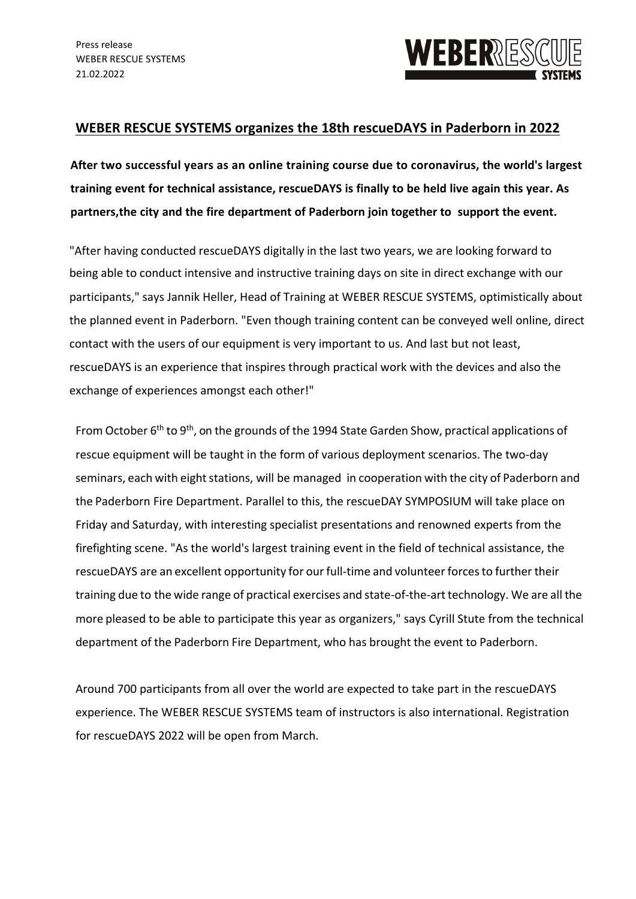Press release
WEBER RESCUE SYSTEMS
21.02.2022

# WEBER RESCUE SYSTEMS organizes the 18th rescueDAYS in Paderborn in 2022

**After two successful years as an online training course due to coronavirus, the world's largest training event for technical assistance, rescueDAYS is finally to be held live again this year. As partners,the city and the fire department of Paderborn join together to support the event.**

"After having conducted rescueDAYS digitally in the last two years, we are looking forward to being able to conduct intensive and instructive training days on site in direct exchange with our participants," says Jannik Heller, Head of Training at WEBER RESCUE SYSTEMS, optimistically about the planned event in Paderborn. "Even though training content can be conveyed well online, direct contact with the users of our equipment is very important to us. And last but not least, rescueDAYS is an experience that inspires through practical work with the devices and also the exchange of experiences amongst each other!"

From October 6th to 9th, on the grounds of the 1994 State Garden Show, practical applications of rescue equipment will be taught in the form of various deployment scenarios. The two-day seminars, each with eight stations, will be managed in cooperation with the city of Paderborn and the Paderborn Fire Department. Parallel to this, the rescueDAY SYMPOSIUM will take place on Friday and Saturday, with interesting specialist presentations and renowned experts from the firefighting scene. "As the world's largest training event in the field of technical assistance, the rescueDAYS are an excellent opportunity for our full-time and volunteer forces to further their training due to the wide range of practical exercises and state-of-the-art technology. We are all the more pleased to be able to participate this year as organizers," says Cyrill Stute from the technical department of the Paderborn Fire Department, who has brought the event to Paderborn.

Around 700 participants from all over the world are expected to take part in the rescueDAYS experience. The WEBER RESCUE SYSTEMS team of instructors is also international. Registration for rescueDAYS 2022 will be open from March.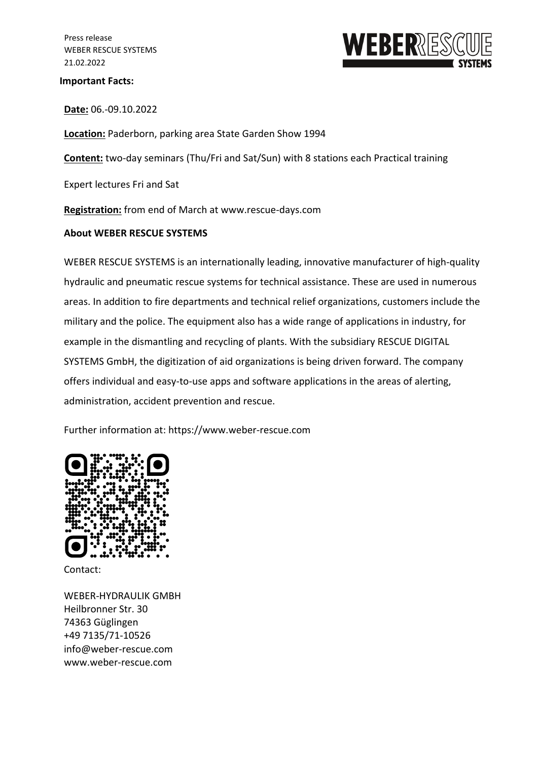Press release
WEBER RESCUE SYSTEMS
21.02.2022

**Important Facts:**

**Date:** 06.-09.10.2022

**Location:** Paderborn, parking area State Garden Show 1994

**Content:** two-day seminars (Thu/Fri and Sat/Sun) with 8 stations each Practical training

Expert lectures Fri and Sat

**Registration:** from end of March at www.rescue-days.com

**About WEBER RESCUE SYSTEMS**

WEBER RESCUE SYSTEMS is an internationally leading, innovative manufacturer of high-quality hydraulic and pneumatic rescue systems for technical assistance. These are used in numerous areas. In addition to fire departments and technical relief organizations, customers include the military and the police. The equipment also has a wide range of applications in industry, for example in the dismantling and recycling of plants. With the subsidiary RESCUE DIGITAL SYSTEMS GmbH, the digitization of aid organizations is being driven forward. The company offers individual and easy-to-use apps and software applications in the areas of alerting, administration, accident prevention and rescue.

Further information at: https://www.weber-rescue.com

Contact:

WEBER-HYDRAULIK GMBH
Heilbronner Str. 30
74363 Güglingen
+49 7135/71-10526
info@weber-rescue.com
www.weber-rescue.com